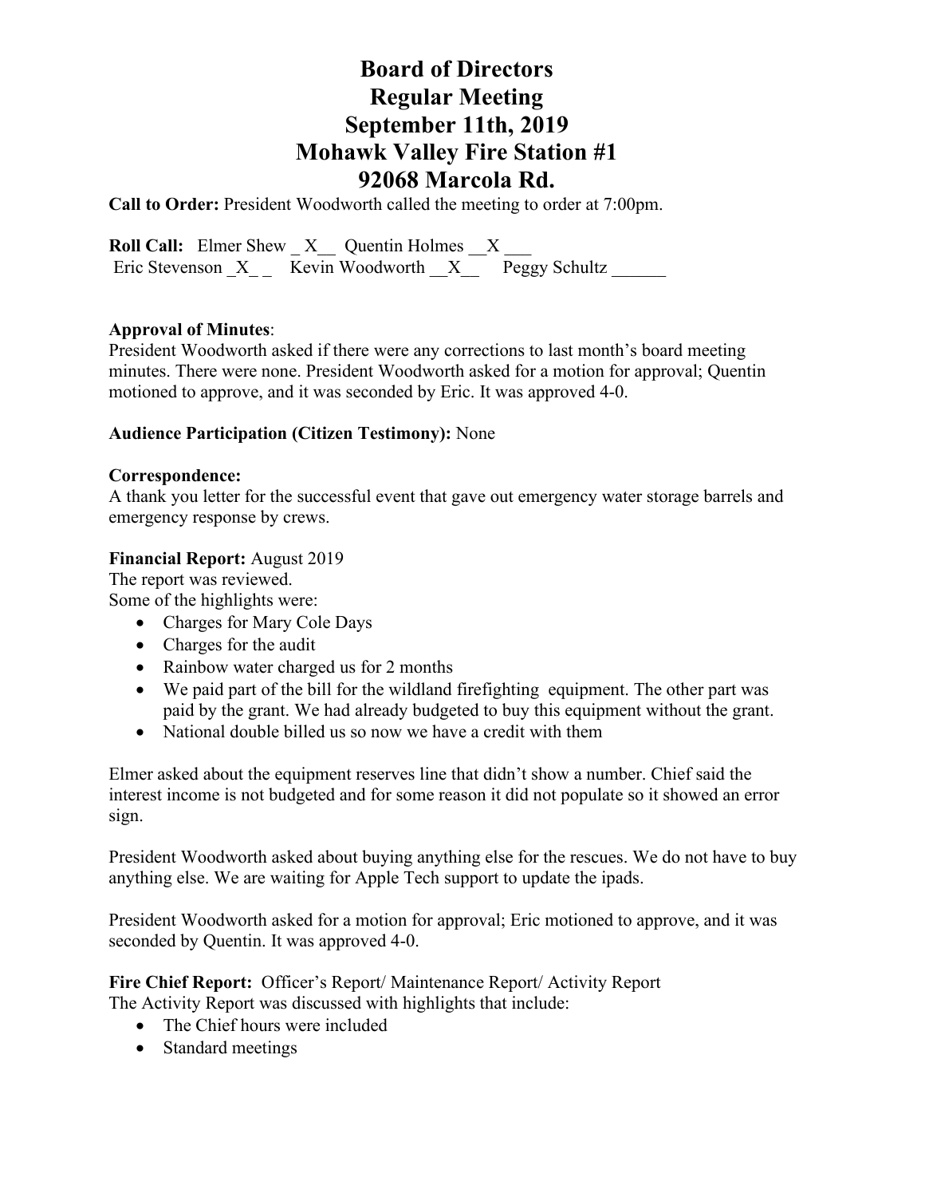# Board of Directors
# Regular Meeting
# September 11th, 2019
# Mohawk Valley Fire Station #1
# 92068 Marcola Rd.

**Call to Order:** President Woodworth called the meeting to order at 7:00pm.

**Roll Call:** Elmer Shew _ X__ Quentin Holmes __X ___
Eric Stevenson _X_ _ Kevin Woodworth __X__ Peggy Schultz ______

**Approval of Minutes**:
President Woodworth asked if there were any corrections to last month's board meeting minutes. There were none. President Woodworth asked for a motion for approval; Quentin motioned to approve, and it was seconded by Eric. It was approved 4-0.

**Audience Participation (Citizen Testimony):** None

**Correspondence:**
A thank you letter for the successful event that gave out emergency water storage barrels and emergency response by crews.

**Financial Report:** August 2019
The report was reviewed.
Some of the highlights were:

- Charges for Mary Cole Days
- Charges for the audit
- Rainbow water charged us for 2 months
- We paid part of the bill for the wildland firefighting equipment. The other part was paid by the grant. We had already budgeted to buy this equipment without the grant.
- National double billed us so now we have a credit with them

Elmer asked about the equipment reserves line that didn't show a number. Chief said the interest income is not budgeted and for some reason it did not populate so it showed an error sign.

President Woodworth asked about buying anything else for the rescues. We do not have to buy anything else. We are waiting for Apple Tech support to update the ipads.

President Woodworth asked for a motion for approval; Eric motioned to approve, and it was seconded by Quentin. It was approved 4-0.

**Fire Chief Report:** Officer's Report/ Maintenance Report/ Activity Report
The Activity Report was discussed with highlights that include:

- The Chief hours were included
- Standard meetings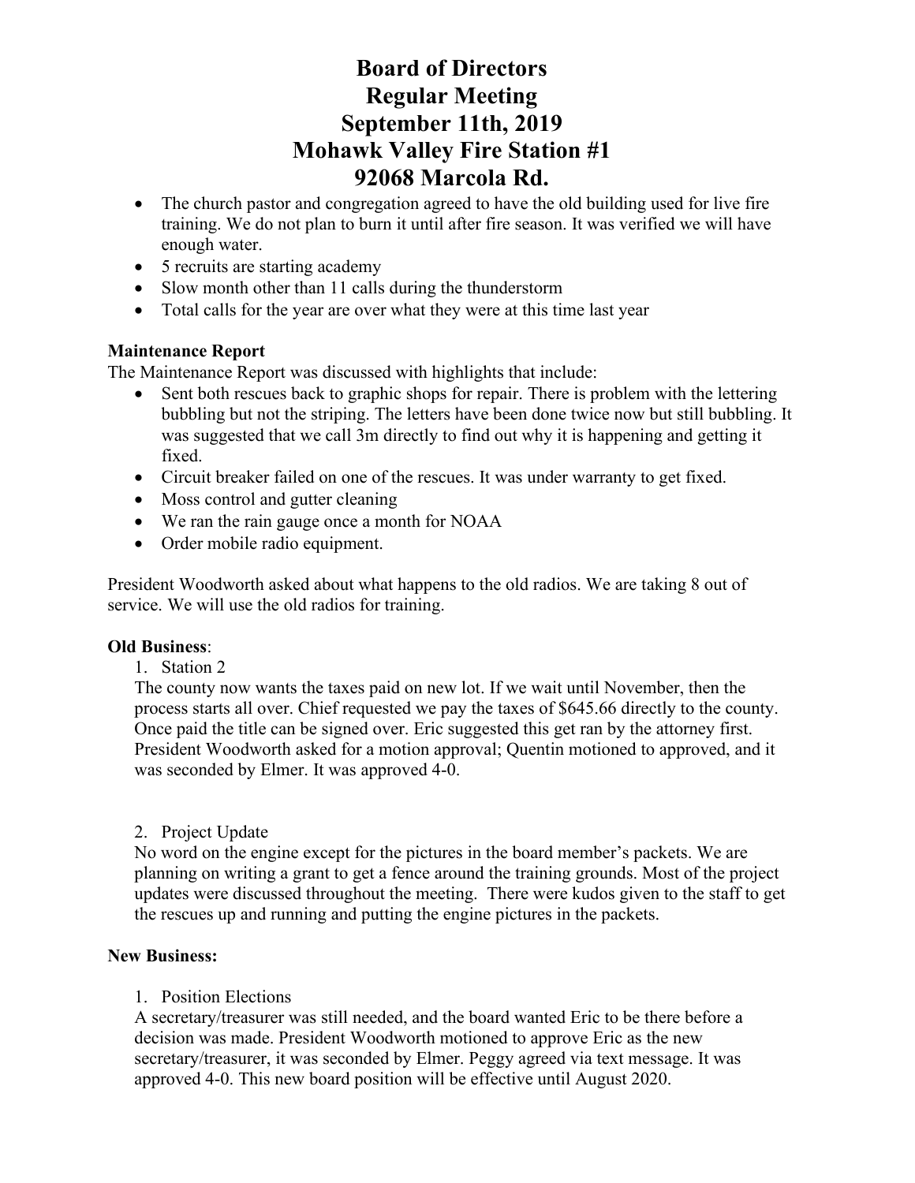# Board of Directors
# Regular Meeting
# September 11th, 2019
# Mohawk Valley Fire Station #1
# 92068 Marcola Rd.

- The church pastor and congregation agreed to have the old building used for live fire training. We do not plan to burn it until after fire season. It was verified we will have enough water.
- 5 recruits are starting academy
- Slow month other than 11 calls during the thunderstorm
- Total calls for the year are over what they were at this time last year

**Maintenance Report**

The Maintenance Report was discussed with highlights that include:

- Sent both rescues back to graphic shops for repair. There is problem with the lettering bubbling but not the striping. The letters have been done twice now but still bubbling. It was suggested that we call 3m directly to find out why it is happening and getting it fixed.
- Circuit breaker failed on one of the rescues. It was under warranty to get fixed.
- Moss control and gutter cleaning
- We ran the rain gauge once a month for NOAA
- Order mobile radio equipment.

President Woodworth asked about what happens to the old radios. We are taking 8 out of service. We will use the old radios for training.

**Old Business**:

1. Station 2

The county now wants the taxes paid on new lot. If we wait until November, then the process starts all over. Chief requested we pay the taxes of $645.66 directly to the county. Once paid the title can be signed over. Eric suggested this get ran by the attorney first. President Woodworth asked for a motion approval; Quentin motioned to approved, and it was seconded by Elmer. It was approved 4-0.

2. Project Update

No word on the engine except for the pictures in the board member's packets. We are planning on writing a grant to get a fence around the training grounds. Most of the project updates were discussed throughout the meeting. There were kudos given to the staff to get the rescues up and running and putting the engine pictures in the packets.

**New Business:**

1. Position Elections

A secretary/treasurer was still needed, and the board wanted Eric to be there before a decision was made. President Woodworth motioned to approve Eric as the new secretary/treasurer, it was seconded by Elmer. Peggy agreed via text message. It was approved 4-0. This new board position will be effective until August 2020.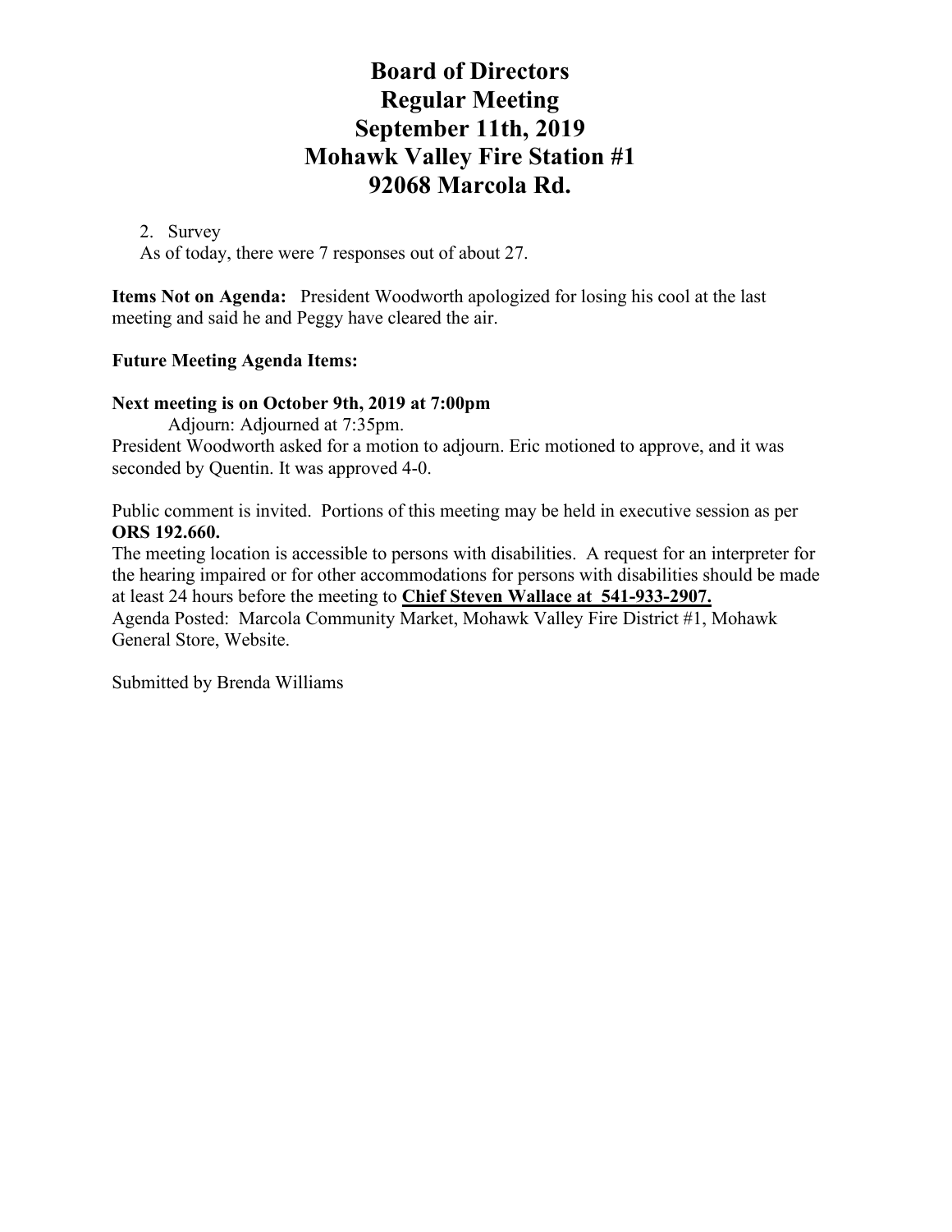# Board of Directors
# Regular Meeting
# September 11th, 2019
# Mohawk Valley Fire Station #1
# 92068 Marcola Rd.

2. Survey

As of today, there were 7 responses out of about 27.

**Items Not on Agenda:** President Woodworth apologized for losing his cool at the last meeting and said he and Peggy have cleared the air.

**Future Meeting Agenda Items:**

**Next meeting is on October 9th, 2019 at 7:00pm**

Adjourn: Adjourned at 7:35pm.

President Woodworth asked for a motion to adjourn. Eric motioned to approve, and it was seconded by Quentin. It was approved 4-0.

Public comment is invited. Portions of this meeting may be held in executive session as per **ORS 192.660.**

The meeting location is accessible to persons with disabilities. A request for an interpreter for the hearing impaired or for other accommodations for persons with disabilities should be made at least 24 hours before the meeting to **Chief Steven Wallace at 541-933-2907.**

Agenda Posted: Marcola Community Market, Mohawk Valley Fire District #1, Mohawk General Store, Website.

Submitted by Brenda Williams